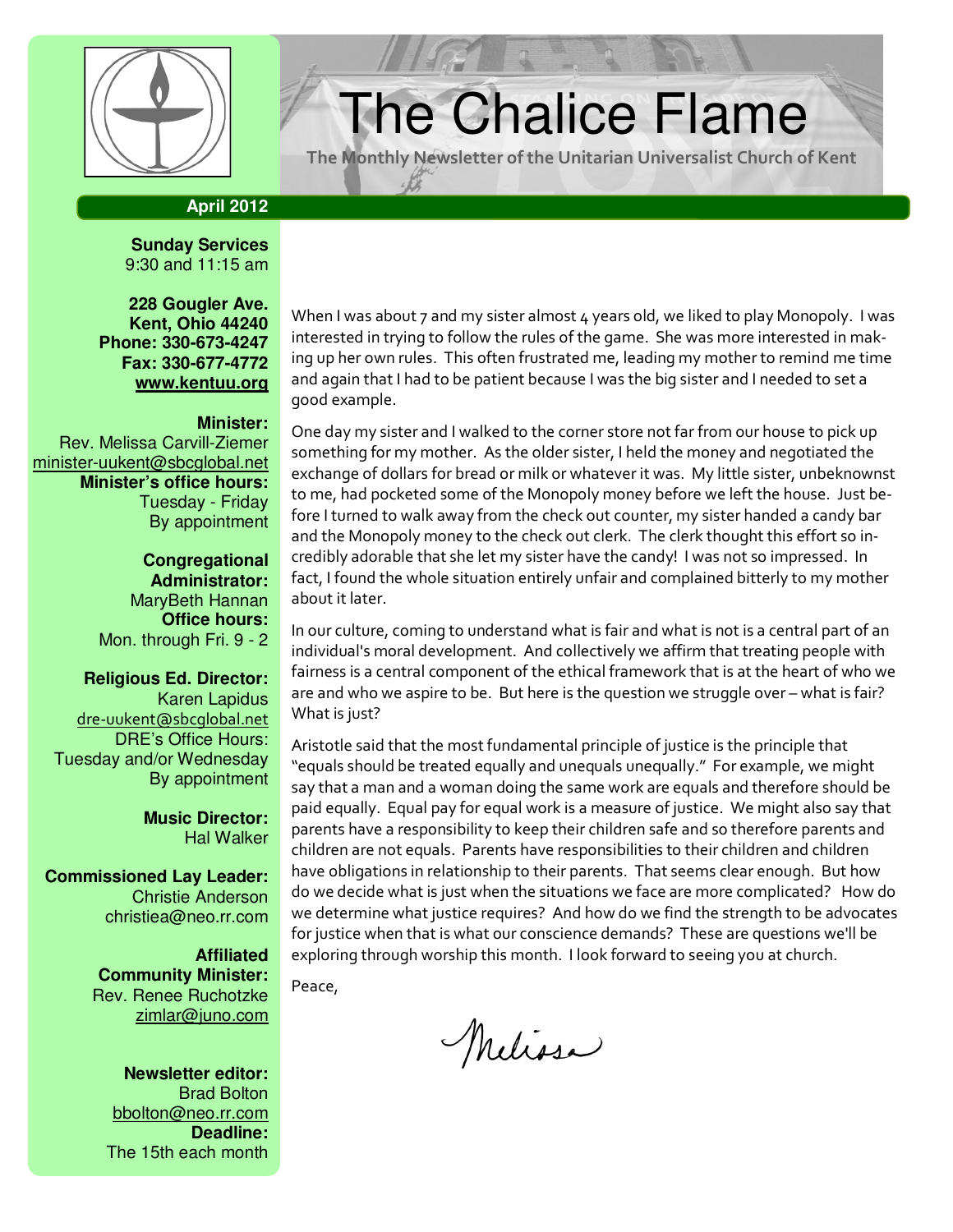# The Chalice Flame

The Monthly Newsletter of the Unitarian Universalist Church of Kent

**April 2012**

**Sunday Services**
9:30 and 11:15 am

**228 Gougler Ave.**
**Kent, Ohio 44240**
**Phone: 330-673-4247**
**Fax: 330-677-4772**
**www.kentuu.org**

**Minister:**
Rev. Melissa Carvill-Ziemer
minister-uukent@sbcglobal.net
**Minister's office hours:**
Tuesday - Friday
By appointment

**Congregational Administrator:**
MaryBeth Hannan
**Office hours:**
Mon. through Fri. 9 - 2

**Religious Ed. Director:**
Karen Lapidus
dre-uukent@sbcglobal.net
DRE's Office Hours:
Tuesday and/or Wednesday
By appointment

**Music Director:**
Hal Walker

**Commissioned Lay Leader:**
Christie Anderson
christiea@neo.rr.com

**Affiliated Community Minister:**
Rev. Renee Ruchotzke
zimlar@juno.com

**Newsletter editor:**
Brad Bolton
bbolton@neo.rr.com
**Deadline:**
The 15th each month

When I was about 7 and my sister almost 4 years old, we liked to play Monopoly. I was interested in trying to follow the rules of the game. She was more interested in making up her own rules. This often frustrated me, leading my mother to remind me time and again that I had to be patient because I was the big sister and I needed to set a good example.

One day my sister and I walked to the corner store not far from our house to pick up something for my mother. As the older sister, I held the money and negotiated the exchange of dollars for bread or milk or whatever it was. My little sister, unbeknownst to me, had pocketed some of the Monopoly money before we left the house. Just before I turned to walk away from the check out counter, my sister handed a candy bar and the Monopoly money to the check out clerk. The clerk thought this effort so incredibly adorable that she let my sister have the candy! I was not so impressed. In fact, I found the whole situation entirely unfair and complained bitterly to my mother about it later.

In our culture, coming to understand what is fair and what is not is a central part of an individual's moral development. And collectively we affirm that treating people with fairness is a central component of the ethical framework that is at the heart of who we are and who we aspire to be. But here is the question we struggle over – what is fair? What is just?

Aristotle said that the most fundamental principle of justice is the principle that "equals should be treated equally and unequals unequally." For example, we might say that a man and a woman doing the same work are equals and therefore should be paid equally. Equal pay for equal work is a measure of justice. We might also say that parents have a responsibility to keep their children safe and so therefore parents and children are not equals. Parents have responsibilities to their children and children have obligations in relationship to their parents. That seems clear enough. But how do we decide what is just when the situations we face are more complicated? How do we determine what justice requires? And how do we find the strength to be advocates for justice when that is what our conscience demands? These are questions we'll be exploring through worship this month. I look forward to seeing you at church.

Peace,

Melissa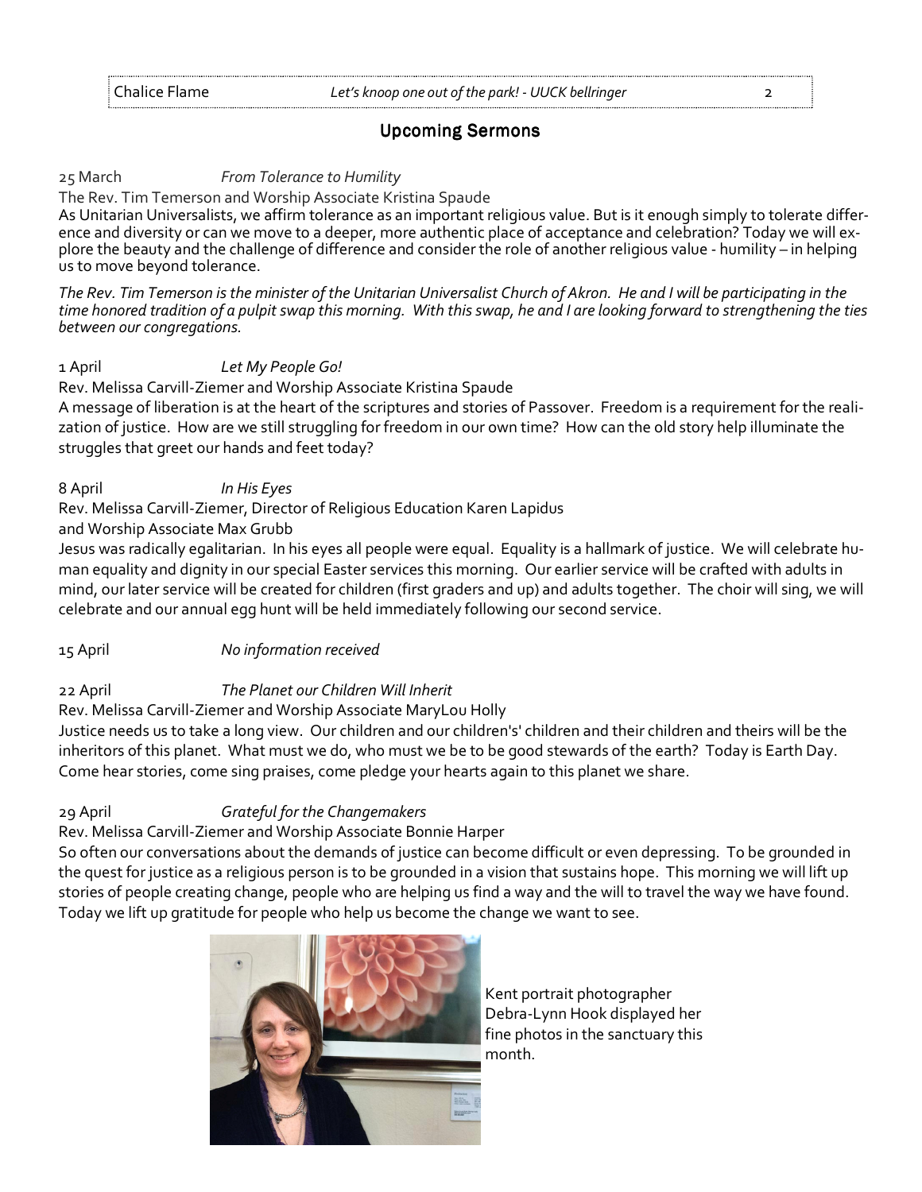## Upcoming Sermons

25 March *From Tolerance to Humility*

The Rev. Tim Temerson and Worship Associate Kristina Spaude

As Unitarian Universalists, we affirm tolerance as an important religious value. But is it enough simply to tolerate difference and diversity or can we move to a deeper, more authentic place of acceptance and celebration? Today we will explore the beauty and the challenge of difference and consider the role of another religious value - humility – in helping us to move beyond tolerance.

*The Rev. Tim Temerson is the minister of the Unitarian Universalist Church of Akron. He and I will be participating in the time honored tradition of a pulpit swap this morning. With this swap, he and I are looking forward to strengthening the ties between our congregations.*

1 April *Let My People Go!*

Rev. Melissa Carvill-Ziemer and Worship Associate Kristina Spaude

A message of liberation is at the heart of the scriptures and stories of Passover. Freedom is a requirement for the realization of justice. How are we still struggling for freedom in our own time? How can the old story help illuminate the struggles that greet our hands and feet today?

8 April *In His Eyes*

Rev. Melissa Carvill-Ziemer, Director of Religious Education Karen Lapidus and Worship Associate Max Grubb

Jesus was radically egalitarian. In his eyes all people were equal. Equality is a hallmark of justice. We will celebrate human equality and dignity in our special Easter services this morning. Our earlier service will be crafted with adults in mind, our later service will be created for children (first graders and up) and adults together. The choir will sing, we will celebrate and our annual egg hunt will be held immediately following our second service.

15 April *No information received*

22 April *The Planet our Children Will Inherit*

Rev. Melissa Carvill-Ziemer and Worship Associate MaryLou Holly

Justice needs us to take a long view. Our children and our children's' children and their children and theirs will be the inheritors of this planet. What must we do, who must we be to be good stewards of the earth? Today is Earth Day. Come hear stories, come sing praises, come pledge your hearts again to this planet we share.

29 April *Grateful for the Changemakers*

Rev. Melissa Carvill-Ziemer and Worship Associate Bonnie Harper

So often our conversations about the demands of justice can become difficult or even depressing. To be grounded in the quest for justice as a religious person is to be grounded in a vision that sustains hope. This morning we will lift up stories of people creating change, people who are helping us find a way and the will to travel the way we have found. Today we lift up gratitude for people who help us become the change we want to see.

Kent portrait photographer Debra-Lynn Hook displayed her fine photos in the sanctuary this month.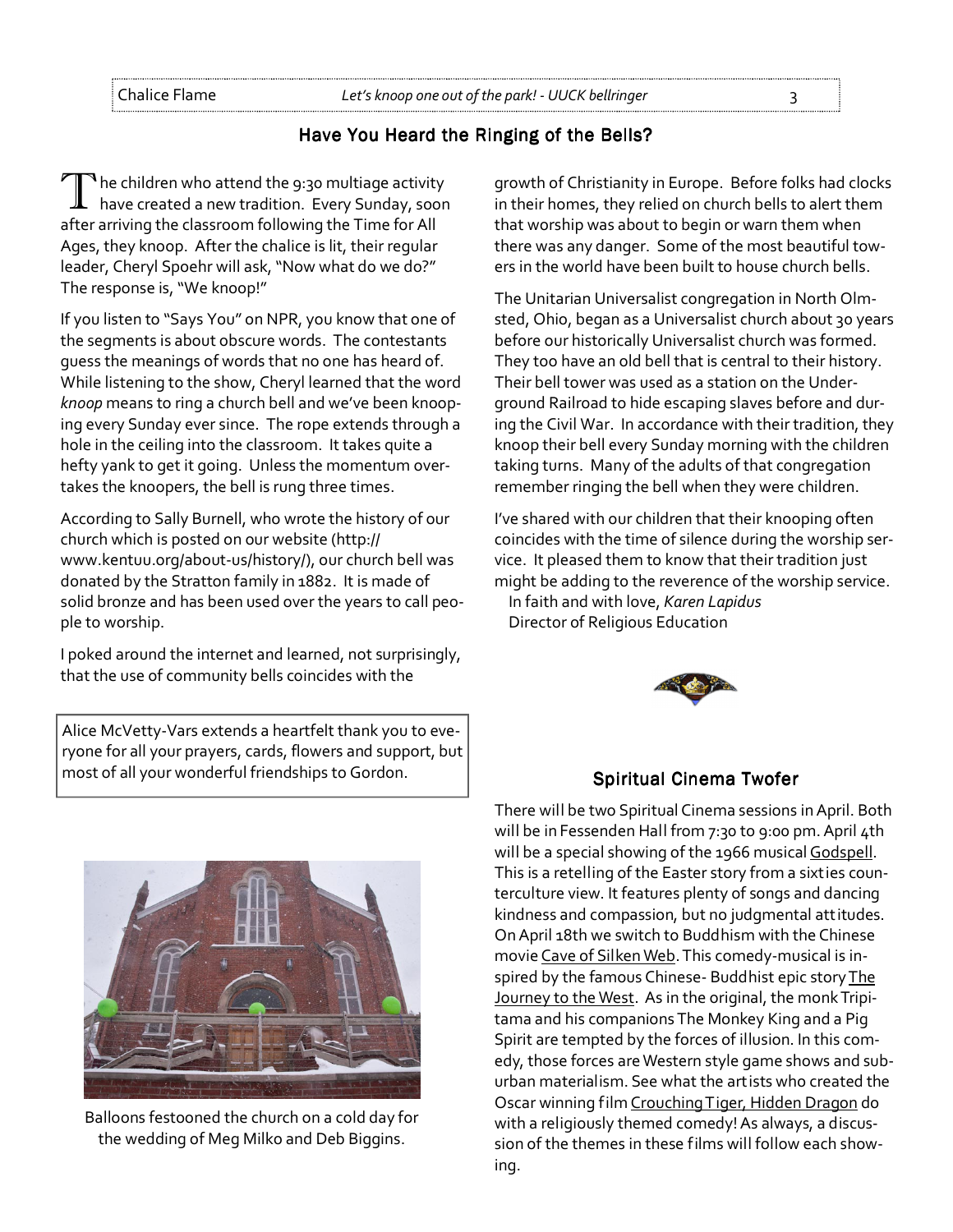## Have You Heard the Ringing of the Bells?

The children who attend the 9:30 multiage activity have created a new tradition. Every Sunday, soon after arriving the classroom following the Time for All Ages, they knoop. After the chalice is lit, their regular leader, Cheryl Spoehr will ask, "Now what do we do?" The response is, "We knoop!"

If you listen to "Says You" on NPR, you know that one of the segments is about obscure words. The contestants guess the meanings of words that no one has heard of. While listening to the show, Cheryl learned that the word *knoop* means to ring a church bell and we've been knooping every Sunday ever since. The rope extends through a hole in the ceiling into the classroom. It takes quite a hefty yank to get it going. Unless the momentum overtakes the knoopers, the bell is rung three times.

According to Sally Burnell, who wrote the history of our church which is posted on our website (http://www.kentuu.org/about-us/history/), our church bell was donated by the Stratton family in 1882. It is made of solid bronze and has been used over the years to call people to worship.

I poked around the internet and learned, not surprisingly, that the use of community bells coincides with the growth of Christianity in Europe. Before folks had clocks in their homes, they relied on church bells to alert them that worship was about to begin or warn them when there was any danger. Some of the most beautiful towers in the world have been built to house church bells.

The Unitarian Universalist congregation in North Olmsted, Ohio, began as a Universalist church about 30 years before our historically Universalist church was formed. They too have an old bell that is central to their history. Their bell tower was used as a station on the Underground Railroad to hide escaping slaves before and during the Civil War. In accordance with their tradition, they knoop their bell every Sunday morning with the children taking turns. Many of the adults of that congregation remember ringing the bell when they were children.

I've shared with our children that their knooping often coincides with the time of silence during the worship service. It pleased them to know that their tradition just might be adding to the reverence of the worship service.

In faith and with love, *Karen Lapidus*
Director of Religious Education

Alice McVetty-Vars extends a heartfelt thank you to everyone for all your prayers, cards, flowers and support, but most of all your wonderful friendships to Gordon.

Balloons festooned the church on a cold day for the wedding of Meg Milko and Deb Biggins.

## Spiritual Cinema Twofer

There will be two Spiritual Cinema sessions in April. Both will be in Fessenden Hall from 7:30 to 9:00 pm. April 4th will be a special showing of the 1966 musical Godspell. This is a retelling of the Easter story from a sixties counterculture view. It features plenty of songs and dancing kindness and compassion, but no judgmental attitudes. On April 18th we switch to Buddhism with the Chinese movie Cave of Silken Web. This comedy-musical is inspired by the famous Chinese- Buddhist epic story The Journey to the West. As in the original, the monk Tripitama and his companions The Monkey King and a Pig Spirit are tempted by the forces of illusion. In this comedy, those forces are Western style game shows and suburban materialism. See what the artists who created the Oscar winning film Crouching Tiger, Hidden Dragon do with a religiously themed comedy! As always, a discussion of the themes in these films will follow each showing.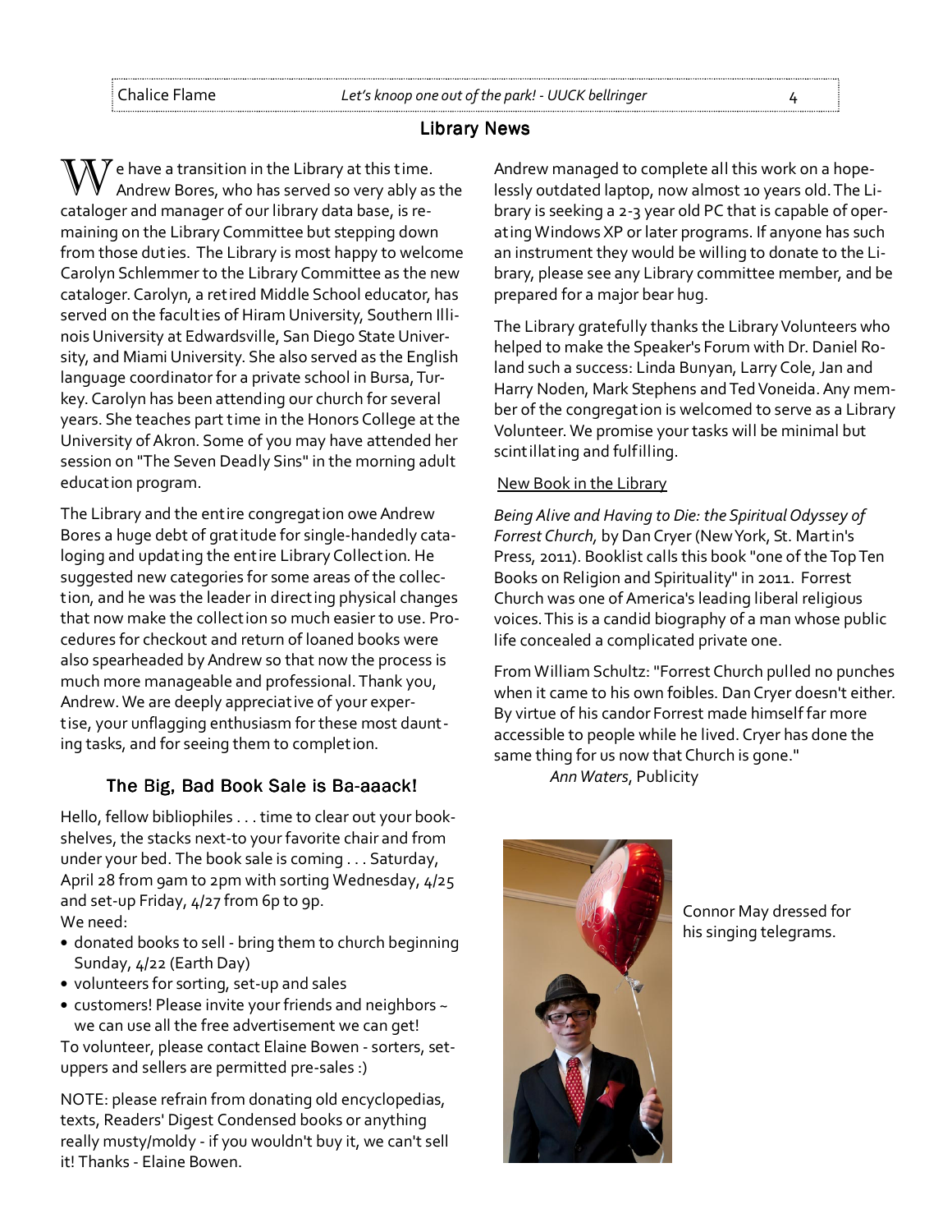## Library News

We have a transition in the Library at this time. Andrew Bores, who has served so very ably as the cataloger and manager of our library data base, is remaining on the Library Committee but stepping down from those duties. The Library is most happy to welcome Carolyn Schlemmer to the Library Committee as the new cataloger. Carolyn, a retired Middle School educator, has served on the faculties of Hiram University, Southern Illinois University at Edwardsville, San Diego State University, and Miami University. She also served as the English language coordinator for a private school in Bursa, Turkey. Carolyn has been attending our church for several years. She teaches part time in the Honors College at the University of Akron. Some of you may have attended her session on "The Seven Deadly Sins" in the morning adult education program.

The Library and the entire congregation owe Andrew Bores a huge debt of gratitude for single-handedly cataloging and updating the entire Library Collection. He suggested new categories for some areas of the collection, and he was the leader in directing physical changes that now make the collection so much easier to use. Procedures for checkout and return of loaned books were also spearheaded by Andrew so that now the process is much more manageable and professional. Thank you, Andrew. We are deeply appreciative of your expertise, your unflagging enthusiasm for these most daunting tasks, and for seeing them to completion.

Andrew managed to complete all this work on a hopelessly outdated laptop, now almost 10 years old. The Library is seeking a 2-3 year old PC that is capable of operating Windows XP or later programs. If anyone has such an instrument they would be willing to donate to the Library, please see any Library committee member, and be prepared for a major bear hug.

The Library gratefully thanks the Library Volunteers who helped to make the Speaker's Forum with Dr. Daniel Roland such a success: Linda Bunyan, Larry Cole, Jan and Harry Noden, Mark Stephens and Ted Voneida. Any member of the congregation is welcomed to serve as a Library Volunteer. We promise your tasks will be minimal but scintillating and fulfilling.

New Book in the Library

*Being Alive and Having to Die: the Spiritual Odyssey of Forrest Church,* by Dan Cryer (New York, St. Martin's Press, 2011). Booklist calls this book "one of the Top Ten Books on Religion and Spirituality" in 2011. Forrest Church was one of America's leading liberal religious voices. This is a candid biography of a man whose public life concealed a complicated private one.

From William Schultz: "Forrest Church pulled no punches when it came to his own foibles. Dan Cryer doesn't either. By virtue of his candor Forrest made himself far more accessible to people while he lived. Cryer has done the same thing for us now that Church is gone."

*Ann Waters*, Publicity

### The Big, Bad Book Sale is Ba-aaack!

Hello, fellow bibliophiles . . . time to clear out your bookshelves, the stacks next-to your favorite chair and from under your bed. The book sale is coming . . . Saturday, April 28 from 9am to 2pm with sorting Wednesday, 4/25 and set-up Friday, 4/27 from 6p to 9p.

We need:

- donated books to sell - bring them to church beginning Sunday, 4/22 (Earth Day)
- volunteers for sorting, set-up and sales
- customers! Please invite your friends and neighbors ~ we can use all the free advertisement we can get!

To volunteer, please contact Elaine Bowen - sorters, set-uppers and sellers are permitted pre-sales :)

NOTE: please refrain from donating old encyclopedias, texts, Readers' Digest Condensed books or anything really musty/moldy - if you wouldn't buy it, we can't sell it! Thanks - Elaine Bowen.

Connor May dressed for his singing telegrams.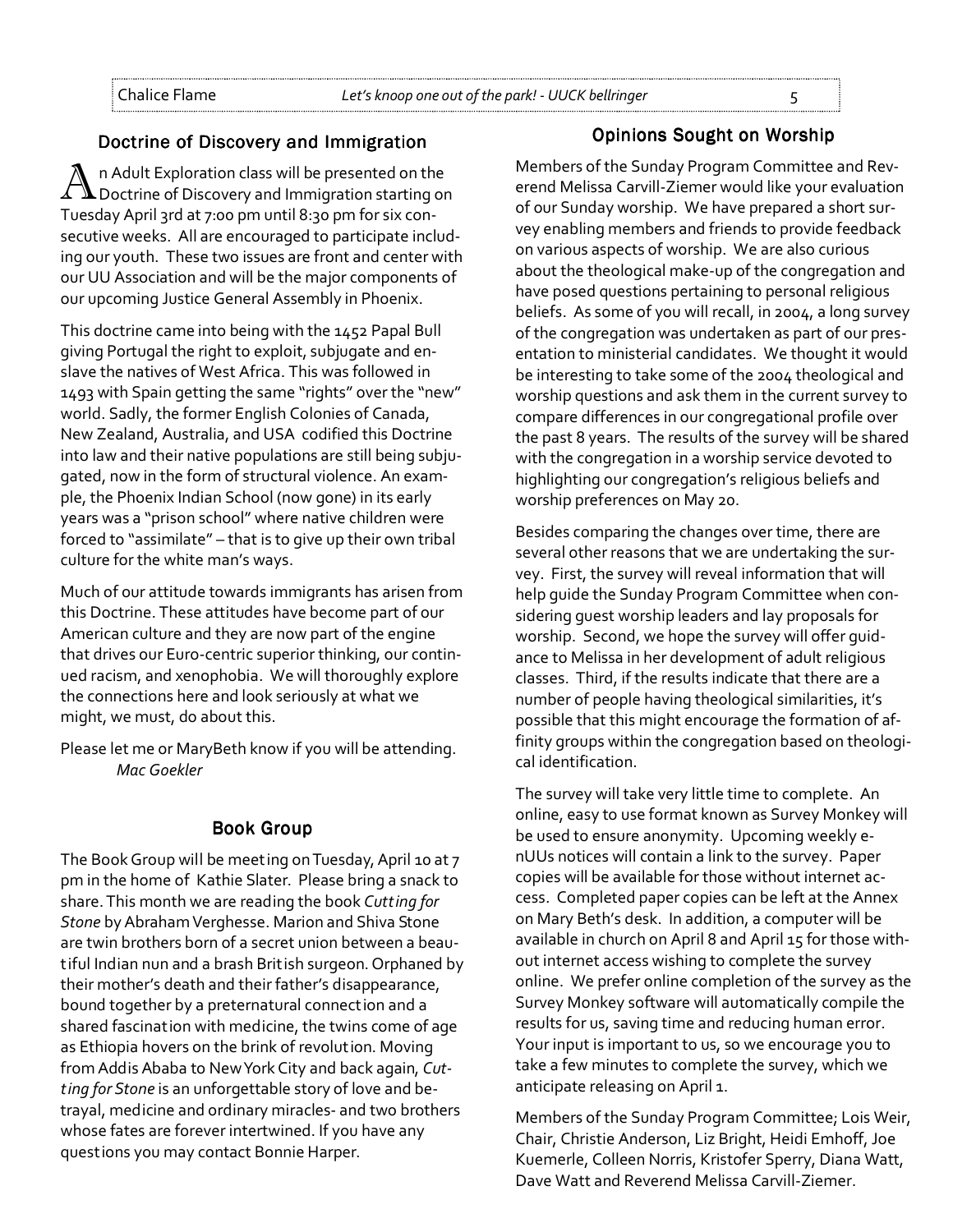## Doctrine of Discovery and Immigration

An Adult Exploration class will be presented on the Doctrine of Discovery and Immigration starting on Tuesday April 3rd at 7:00 pm until 8:30 pm for six consecutive weeks. All are encouraged to participate including our youth. These two issues are front and center with our UU Association and will be the major components of our upcoming Justice General Assembly in Phoenix.

This doctrine came into being with the 1452 Papal Bull giving Portugal the right to exploit, subjugate and enslave the natives of West Africa. This was followed in 1493 with Spain getting the same "rights" over the "new" world. Sadly, the former English Colonies of Canada, New Zealand, Australia, and USA codified this Doctrine into law and their native populations are still being subjugated, now in the form of structural violence. An example, the Phoenix Indian School (now gone) in its early years was a "prison school" where native children were forced to "assimilate" – that is to give up their own tribal culture for the white man's ways.

Much of our attitude towards immigrants has arisen from this Doctrine. These attitudes have become part of our American culture and they are now part of the engine that drives our Euro-centric superior thinking, our continued racism, and xenophobia. We will thoroughly explore the connections here and look seriously at what we might, we must, do about this.

Please let me or MaryBeth know if you will be attending.
*Mac Goekler*

## Book Group

The Book Group will be meeting on Tuesday, April 10 at 7 pm in the home of Kathie Slater. Please bring a snack to share. This month we are reading the book *Cutting for Stone* by Abraham Verghesse. Marion and Shiva Stone are twin brothers born of a secret union between a beautiful Indian nun and a brash British surgeon. Orphaned by their mother's death and their father's disappearance, bound together by a preternatural connection and a shared fascination with medicine, the twins come of age as Ethiopia hovers on the brink of revolution. Moving from Addis Ababa to New York City and back again, *Cutting for Stone* is an unforgettable story of love and betrayal, medicine and ordinary miracles- and two brothers whose fates are forever intertwined. If you have any questions you may contact Bonnie Harper.

## Opinions Sought on Worship

Members of the Sunday Program Committee and Reverend Melissa Carvill-Ziemer would like your evaluation of our Sunday worship. We have prepared a short survey enabling members and friends to provide feedback on various aspects of worship. We are also curious about the theological make-up of the congregation and have posed questions pertaining to personal religious beliefs. As some of you will recall, in 2004, a long survey of the congregation was undertaken as part of our presentation to ministerial candidates. We thought it would be interesting to take some of the 2004 theological and worship questions and ask them in the current survey to compare differences in our congregational profile over the past 8 years. The results of the survey will be shared with the congregation in a worship service devoted to highlighting our congregation's religious beliefs and worship preferences on May 20.

Besides comparing the changes over time, there are several other reasons that we are undertaking the survey. First, the survey will reveal information that will help guide the Sunday Program Committee when considering guest worship leaders and lay proposals for worship. Second, we hope the survey will offer guidance to Melissa in her development of adult religious classes. Third, if the results indicate that there are a number of people having theological similarities, it's possible that this might encourage the formation of affinity groups within the congregation based on theological identification.

The survey will take very little time to complete. An online, easy to use format known as Survey Monkey will be used to ensure anonymity. Upcoming weekly e-nUUs notices will contain a link to the survey. Paper copies will be available for those without internet access. Completed paper copies can be left at the Annex on Mary Beth's desk. In addition, a computer will be available in church on April 8 and April 15 for those without internet access wishing to complete the survey online. We prefer online completion of the survey as the Survey Monkey software will automatically compile the results for us, saving time and reducing human error. Your input is important to us, so we encourage you to take a few minutes to complete the survey, which we anticipate releasing on April 1.

Members of the Sunday Program Committee; Lois Weir, Chair, Christie Anderson, Liz Bright, Heidi Emhoff, Joe Kuemerle, Colleen Norris, Kristofer Sperry, Diana Watt, Dave Watt and Reverend Melissa Carvill-Ziemer.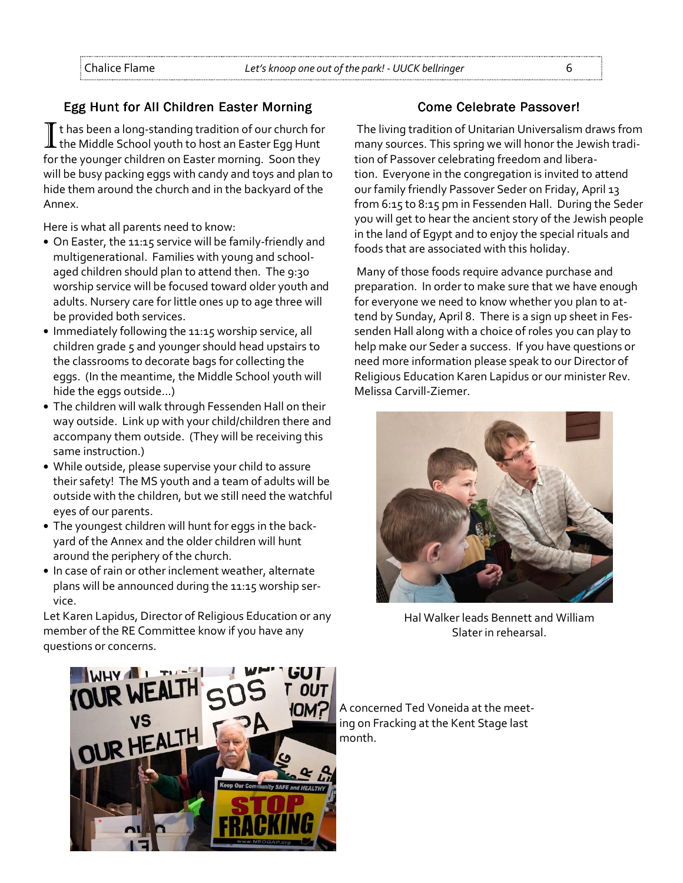## Egg Hunt for All Children Easter Morning

It has been a long-standing tradition of our church for the Middle School youth to host an Easter Egg Hunt for the younger children on Easter morning. Soon they will be busy packing eggs with candy and toys and plan to hide them around the church and in the backyard of the Annex.

Here is what all parents need to know:

- On Easter, the 11:15 service will be family-friendly and multigenerational. Families with young and school-aged children should plan to attend then. The 9:30 worship service will be focused toward older youth and adults. Nursery care for little ones up to age three will be provided both services.
- Immediately following the 11:15 worship service, all children grade 5 and younger should head upstairs to the classrooms to decorate bags for collecting the eggs. (In the meantime, the Middle School youth will hide the eggs outside...)
- The children will walk through Fessenden Hall on their way outside. Link up with your child/children there and accompany them outside. (They will be receiving this same instruction.)
- While outside, please supervise your child to assure their safety! The MS youth and a team of adults will be outside with the children, but we still need the watchful eyes of our parents.
- The youngest children will hunt for eggs in the backyard of the Annex and the older children will hunt around the periphery of the church.
- In case of rain or other inclement weather, alternate plans will be announced during the 11:15 worship service.

Let Karen Lapidus, Director of Religious Education or any member of the RE Committee know if you have any questions or concerns.

A concerned Ted Voneida at the meeting on Fracking at the Kent Stage last month.

## Come Celebrate Passover!

The living tradition of Unitarian Universalism draws from many sources. This spring we will honor the Jewish tradition of Passover celebrating freedom and liberation. Everyone in the congregation is invited to attend our family friendly Passover Seder on Friday, April 13 from 6:15 to 8:15 pm in Fessenden Hall. During the Seder you will get to hear the ancient story of the Jewish people in the land of Egypt and to enjoy the special rituals and foods that are associated with this holiday.

Many of those foods require advance purchase and preparation. In order to make sure that we have enough for everyone we need to know whether you plan to attend by Sunday, April 8. There is a sign up sheet in Fessenden Hall along with a choice of roles you can play to help make our Seder a success. If you have questions or need more information please speak to our Director of Religious Education Karen Lapidus or our minister Rev. Melissa Carvill-Ziemer.

Hal Walker leads Bennett and William Slater in rehearsal.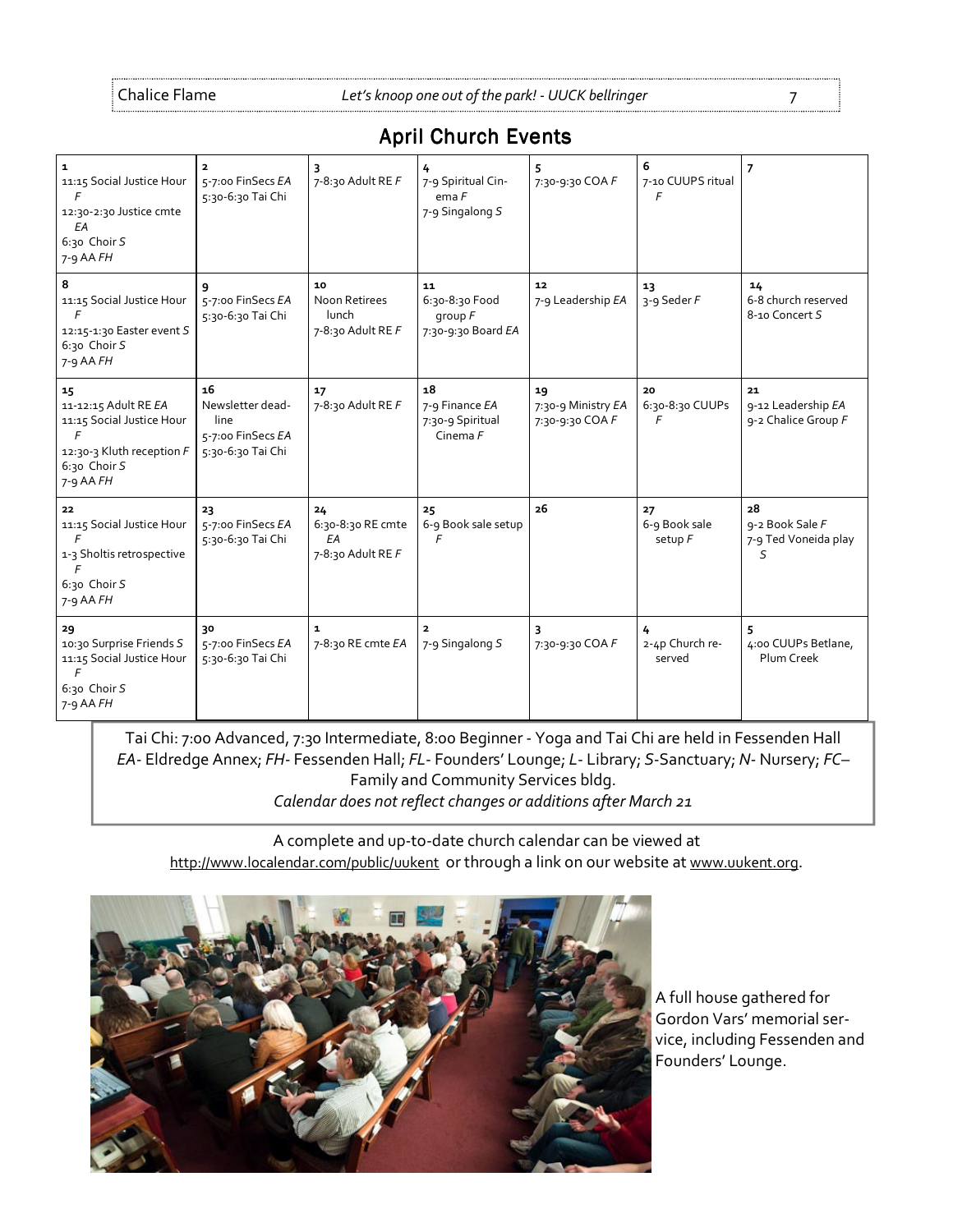# April Church Events

| | | | | | | |
|---|---|---|---|---|---|---|
| **1**<br>11:15 Social Justice Hour *F*<br>12:30-2:30 Justice cmte *EA*<br>6:30 Choir *S*<br>7-9 AA *FH* | **2**<br>5-7:00 FinSecs *EA*<br>5:30-6:30 Tai Chi | **3**<br>7-8:30 Adult RE *F* | **4**<br>7-9 Spiritual Cinema *F*<br>7-9 Singalong *S* | **5**<br>7:30-9:30 COA *F* | **6**<br>7-10 CUUPS ritual *F* | **7** |
| **8**<br>11:15 Social Justice Hour *F*<br>12:15-1:30 Easter event *S*<br>6:30 Choir *S*<br>7-9 AA *FH* | **9**<br>5-7:00 FinSecs *EA*<br>5:30-6:30 Tai Chi | **10**<br>Noon Retirees lunch<br>7-8:30 Adult RE *F* | **11**<br>6:30-8:30 Food group *F*<br>7:30-9:30 Board *EA* | **12**<br>7-9 Leadership *EA* | **13**<br>3-9 Seder *F* | **14**<br>6-8 church reserved<br>8-10 Concert *S* |
| **15**<br>11-12:15 Adult RE *EA*<br>11:15 Social Justice Hour *F*<br>12:30-3 Kluth reception *F*<br>6:30 Choir *S*<br>7-9 AA *FH* | **16**<br>Newsletter deadline<br>5-7:00 FinSecs *EA*<br>5:30-6:30 Tai Chi | **17**<br>7-8:30 Adult RE *F* | **18**<br>7-9 Finance *EA*<br>7:30-9 Spiritual Cinema *F* | **19**<br>7:30-9 Ministry *EA*<br>7:30-9:30 COA *F* | **20**<br>6:30-8:30 CUUPs *F* | **21**<br>9-12 Leadership *EA*<br>9-2 Chalice Group *F* |
| **22**<br>11:15 Social Justice Hour *F*<br>1-3 Sholtis retrospective *F*<br>6:30 Choir *S*<br>7-9 AA *FH* | **23**<br>5-7:00 FinSecs *EA*<br>5:30-6:30 Tai Chi | **24**<br>6:30-8:30 RE cmte *EA*<br>7-8:30 Adult RE *F* | **25**<br>6-9 Book sale setup *F* | **26** | **27**<br>6-9 Book sale setup *F* | **28**<br>9-2 Book Sale *F*<br>7-9 Ted Voneida play *S* |
| **29**<br>10:30 Surprise Friends *S*<br>11:15 Social Justice Hour *F*<br>6:30 Choir *S*<br>7-9 AA *FH* | **30**<br>5-7:00 FinSecs *EA*<br>5:30-6:30 Tai Chi | **1**<br>7-8:30 RE cmte *EA* | **2**<br>7-9 Singalong *S* | **3**<br>7:30-9:30 COA *F* | **4**<br>2-4p Church reserved | **5**<br>4:00 CUUPs Betlane, Plum Creek |

Tai Chi: 7:00 Advanced, 7:30 Intermediate, 8:00 Beginner - Yoga and Tai Chi are held in Fessenden Hall
*EA*- Eldredge Annex; *FH*- Fessenden Hall; *FL*- Founders' Lounge; *L*- Library; *S*-Sanctuary; *N*- Nursery; *FC*– Family and Community Services bldg.
*Calendar does not reflect changes or additions after March 21*

A complete and up-to-date church calendar can be viewed at http://www.localendar.com/public/uukent or through a link on our website at www.uukent.org.

A full house gathered for Gordon Vars' memorial service, including Fessenden and Founders' Lounge.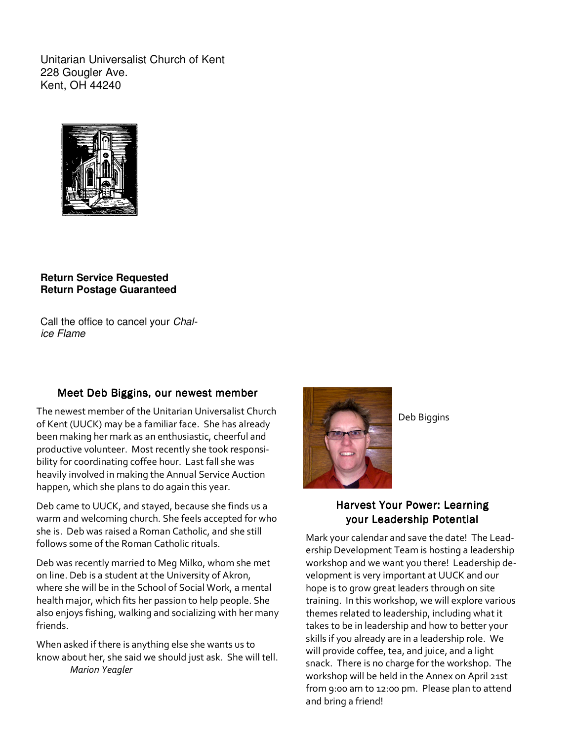Unitarian Universalist Church of Kent
228 Gougler Ave.
Kent, OH 44240

**Return Service Requested**
**Return Postage Guaranteed**

Call the office to cancel your *Chalice Flame*

## Meet Deb Biggins, our newest member

The newest member of the Unitarian Universalist Church of Kent (UUCK) may be a familiar face. She has already been making her mark as an enthusiastic, cheerful and productive volunteer. Most recently she took responsibility for coordinating coffee hour. Last fall she was heavily involved in making the Annual Service Auction happen, which she plans to do again this year.

Deb came to UUCK, and stayed, because she finds us a warm and welcoming church. She feels accepted for who she is. Deb was raised a Roman Catholic, and she still follows some of the Roman Catholic rituals.

Deb was recently married to Meg Milko, whom she met on line. Deb is a student at the University of Akron, where she will be in the School of Social Work, a mental health major, which fits her passion to help people. She also enjoys fishing, walking and socializing with her many friends.

When asked if there is anything else she wants us to know about her, she said we should just ask. She will tell.

*Marion Yeagler*

Deb Biggins

## Harvest Your Power: Learning your Leadership Potential

Mark your calendar and save the date! The Leadership Development Team is hosting a leadership workshop and we want you there! Leadership development is very important at UUCK and our hope is to grow great leaders through on site training. In this workshop, we will explore various themes related to leadership, including what it takes to be in leadership and how to better your skills if you already are in a leadership role. We will provide coffee, tea, and juice, and a light snack. There is no charge for the workshop. The workshop will be held in the Annex on April 21st from 9:00 am to 12:00 pm. Please plan to attend and bring a friend!